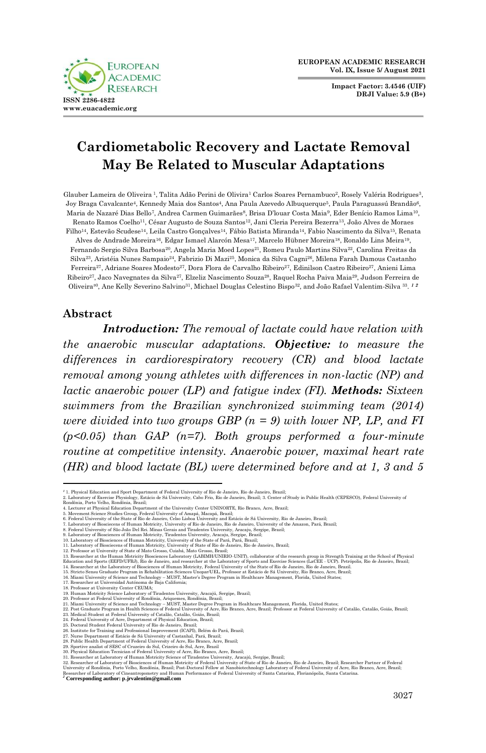# Cardiometabolic Recovery and Lactate Removal May Be Related to Muscular Adaptations

Glauber Lameira de Oliveira [1], Talita Adão Perini de Olivira[1] Carlos Soares Pernambuco[2], Rosely Valéria Rodrigues[3], Joy Braga Cavalcante[4], Kennedy Maia dos Santos[4], Ana Paula Azevedo Albuquerque[5], Paula Paraguassú Brandão[6], Maria de Nazaré Dias Bello[7], Andrea Carmen Guimarães[8], Brisa D'louar Costa Maia[9], Eder Benício Ramos Lima[10], Renato Ramos Coelho[11], César Augusto de Souza Santos[12], Jani Cleria Pereira Bezerra[13], João Alves de Moraes Filho[14], Estevão Scudese[14], Leila Castro Gonçalves[14], Fábio Batista Miranda[14], Fabio Nascimento da Silva[15], Renata Alves de Andrade Moreira[16], Edgar Ismael Alarcón Mesa[17], Marcelo Hübner Moreira[18], Ronaldo Lins Meira[19], Fernando Sergio Silva Barbosa[20], Angela Maria Moed Lopes[21], Romeu Paulo Martins Silva[22], Carolina Freitas da Silva[23], Aristéia Nunes Sampaio[24], Fabrizio Di Mazi[25], Monica da Silva Cagni[26], Milena Farah Damous Castanho Ferreira[27], Adriane Soares Modesto[27], Dora Flora de Carvalho Ribeiro[27], Edinilson Castro Ribeiro[27], Anieni Lima Ribeiro[27], Jaco Navegnates da Silva[27], Elzeliz Nascimento Souza[28], Raquel Rocha Paiva Maia[29], Judson Ferreira de Oliveira[30], Ane Kelly Severino Salvino[31], Michael Douglas Celestino Bispo[32], and João Rafael Valentim-Silva [33]. [1 2]

## Abstract

***Introduction:*** *The removal of lactate could have relation with the anaerobic muscular adaptations.* ***Objective:*** *to measure the differences in cardiorespiratory recovery (CR) and blood lactate removal among young athletes with differences in non-lactic (NP) and lactic anaerobic power (LP) and fatigue index (FI).* ***Methods:*** *Sixteen swimmers from the Brazilian synchronized swimming team (2014) were divided into two groups GBP (n = 9) with lower NP, LP, and FI ($p<0.05$) than GAP (n=7). Both groups performed a four-minute routine at competitive intensity. Anaerobic power, maximal heart rate (HR) and blood lactate (BL) were determined before and at 1, 3 and 5*

---

[1] 1. Physical Education and Sport Department of Federal University of Rio de Janeiro, Rio de Janeiro, Brazil;
2. Laboratory of Exercise Physiology, Estácio de Sá University, Cabo Frio, Rio de Janeiro, Brazil; 3. Center of Study in Public Health (CEPESCO), Federal University of Rondônia, Porto Velho, Rondônia, Brazil;
4. Lecturer at Physical Education Department of the University Center UNINORTE, Rio Branco, Acre, Brazil;
5. Movement Science Studies Group, Federal University of Amapá, Macapá, Brazil;
6. Federal University of the State of Rio de Janeiro, Celso Lisboa University and Estácio de Sá University, Rio de Janeiro, Brazil;
7. Laboratory of Biosciecens of Human Motricity, University of Rio de Janeiro, and researcher at the University of the Amazon, Pará, Brazil;
8. Federal University of São João Del Rei. Minas Gerais and Tiradentes University, Aracaju, Sergipe, Brazil;
9. Laboratory of Biosciences of Human Motricity, Tiradentes University, Aracaju, Sergipe, Brazil;
10. Laboratory of Biosciences of Human Motricity, University of the State of Pará, Pará, Brazil;
11. Laboratory of Biosciecens of Human Motricity, University of State of Rio de Janeiro, Rio de Janeiro, Brazil;
12. Professor at University of State of Mato Grosso, Cuiabá, Mato Grosso, Brasil;
13. Researcher at the Human Motricity Biosciences Laboratory (LABIMH/UNIRIO-UNIT), collaborator of the research group in Strength Training at the School of Physical Education and Sports (EEFD/UFRJ), Rio de Janeiro, and researcher at the Laboratory of Sports and Exercise Sciences (LaCEE - UCP). Petrópolis, Rio de Janeiro, Brazil;
14. Researcher at the Laboratory of Biosciences of Human Motricity, Federal University of the State of Rio de Janeiro, Rio de Janeiro, Brazil.
15. Stricto Sensu Graduate Program in Rehabilitation Sciences Unopar/UEL, Professor at Estácio de Sá University, Rio Branco, Acre, Brazil;
16. Miami University of Science and Technology – MUST, Master's Degree Program in Healthcare Management, Florida, United States;
17. Researcher at Universidad Autónoma de Baja California;
18. Professor at University Center CEUMA;
19. Human Motricity Science Laboratory of Tiradentes University, Aracajú, Sergipe, Brazil;
20. Professor at Federal University of Rondônia, Ariquemes, Rondônia, Brazil;
21. Miami University of Science and Technology – MUST, Master Degree Program in Healthcare Management, Florida, United States;
22. Post Graduate Program in Health Sciences of Federal University of Acre, Rio Branco, Acre, Brazil; Professor at Federal University of Catalão, Catalão, Goiás, Brazil;
23. Medical Student at Federal University of Catalão, Catalão, Goiás, Brazil;
24. Federal University of Acre, Department of Physical Education, Brazil;
25. Doctoral Student Federal University of Rio de Janeiro, Brazil;
26. Institute for Training and Professional Improvement (ICAPI), Belém do Pará, Brazil;
27. Nurse Department of Estácio de Sá University of Castanhal, Pará, Brazil;
28. Public Health Department of Federal University of Acre, Rio Branco, Acre, Brazil;
29. Sportive analist of SESC of Cruzeiro do Sul, Crizeiro do Sul, Acre, Brazil
30. Physical Education Tecnician of Federal University of Acre, Rio Branco, Acre, Brazil;
31. Researcher at Laboratory of Human Motricity Science of Tiradentes University, Aracajú, Sergipe, Brazil;
32. Researcher of Laboratory of Biosciences of Human Motricity of Federal University of State of Rio de Janeiro, Rio de Janeiro, Brazil; Researcher Partner of Federal University of Rondônia, Porto Velho, Rondônia, Brasil; Post-Doctoral Fellow at Nanobiotechnology Laboratory of Federal University of Acre, Rio Branco, Acre, Brazil; Researcher of Laboratory of Cineantropometry and Human Performance of Federal University of Santa Catarina, Florianópolis, Santa Catarina.

[2] **Corresponding author: p.jrvalentim@gmail.com**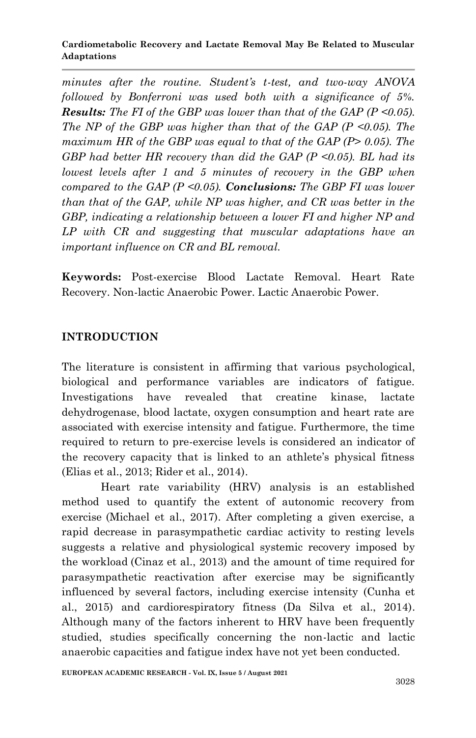*minutes after the routine. Student's t-test, and two-way ANOVA followed by Bonferroni was used both with a significance of 5%.* ***Results:*** *The FI of the GBP was lower than that of the GAP ($P < 0.05$). The NP of the GBP was higher than that of the GAP ($P < 0.05$). The maximum HR of the GBP was equal to that of the GAP ($P > 0.05$). The GBP had better HR recovery than did the GAP ($P < 0.05$). BL had its lowest levels after 1 and 5 minutes of recovery in the GBP when compared to the GAP ($P < 0.05$).* ***Conclusions:*** *The GBP FI was lower than that of the GAP, while NP was higher, and CR was better in the GBP, indicating a relationship between a lower FI and higher NP and LP with CR and suggesting that muscular adaptations have an important influence on CR and BL removal.*

**Keywords:** Post-exercise Blood Lactate Removal. Heart Rate Recovery. Non-lactic Anaerobic Power. Lactic Anaerobic Power.

## INTRODUCTION

The literature is consistent in affirming that various psychological, biological and performance variables are indicators of fatigue. Investigations have revealed that creatine kinase, lactate dehydrogenase, blood lactate, oxygen consumption and heart rate are associated with exercise intensity and fatigue. Furthermore, the time required to return to pre-exercise levels is considered an indicator of the recovery capacity that is linked to an athlete's physical fitness (Elias et al., 2013; Rider et al., 2014).

Heart rate variability (HRV) analysis is an established method used to quantify the extent of autonomic recovery from exercise (Michael et al., 2017). After completing a given exercise, a rapid decrease in parasympathetic cardiac activity to resting levels suggests a relative and physiological systemic recovery imposed by the workload (Cinaz et al., 2013) and the amount of time required for parasympathetic reactivation after exercise may be significantly influenced by several factors, including exercise intensity (Cunha et al., 2015) and cardiorespiratory fitness (Da Silva et al., 2014). Although many of the factors inherent to HRV have been frequently studied, studies specifically concerning the non-lactic and lactic anaerobic capacities and fatigue index have not yet been conducted.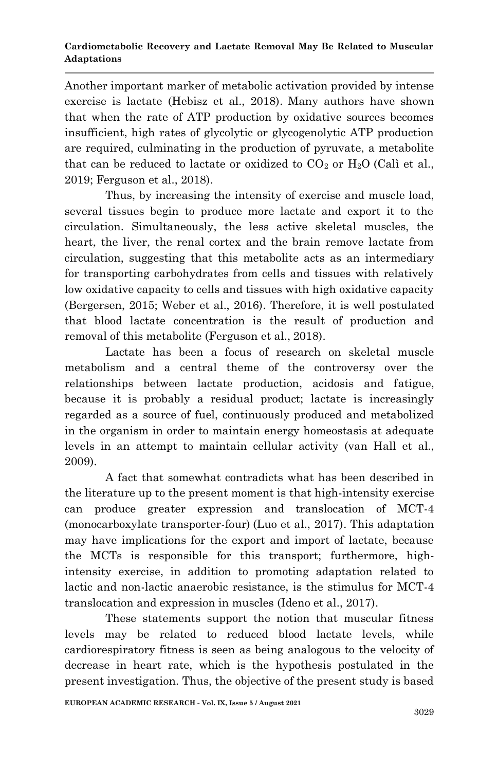Another important marker of metabolic activation provided by intense exercise is lactate (Hebisz et al., 2018). Many authors have shown that when the rate of ATP production by oxidative sources becomes insufficient, high rates of glycolytic or glycogenolytic ATP production are required, culminating in the production of pyruvate, a metabolite that can be reduced to lactate or oxidized to $CO_2$ or $H_2O$ (Calì et al., 2019; Ferguson et al., 2018).

Thus, by increasing the intensity of exercise and muscle load, several tissues begin to produce more lactate and export it to the circulation. Simultaneously, the less active skeletal muscles, the heart, the liver, the renal cortex and the brain remove lactate from circulation, suggesting that this metabolite acts as an intermediary for transporting carbohydrates from cells and tissues with relatively low oxidative capacity to cells and tissues with high oxidative capacity (Bergersen, 2015; Weber et al., 2016). Therefore, it is well postulated that blood lactate concentration is the result of production and removal of this metabolite (Ferguson et al., 2018).

Lactate has been a focus of research on skeletal muscle metabolism and a central theme of the controversy over the relationships between lactate production, acidosis and fatigue, because it is probably a residual product; lactate is increasingly regarded as a source of fuel, continuously produced and metabolized in the organism in order to maintain energy homeostasis at adequate levels in an attempt to maintain cellular activity (van Hall et al., 2009).

A fact that somewhat contradicts what has been described in the literature up to the present moment is that high-intensity exercise can produce greater expression and translocation of MCT-4 (monocarboxylate transporter-four) (Luo et al., 2017). This adaptation may have implications for the export and import of lactate, because the MCTs is responsible for this transport; furthermore, high-intensity exercise, in addition to promoting adaptation related to lactic and non-lactic anaerobic resistance, is the stimulus for MCT-4 translocation and expression in muscles (Ideno et al., 2017).

These statements support the notion that muscular fitness levels may be related to reduced blood lactate levels, while cardiorespiratory fitness is seen as being analogous to the velocity of decrease in heart rate, which is the hypothesis postulated in the present investigation. Thus, the objective of the present study is based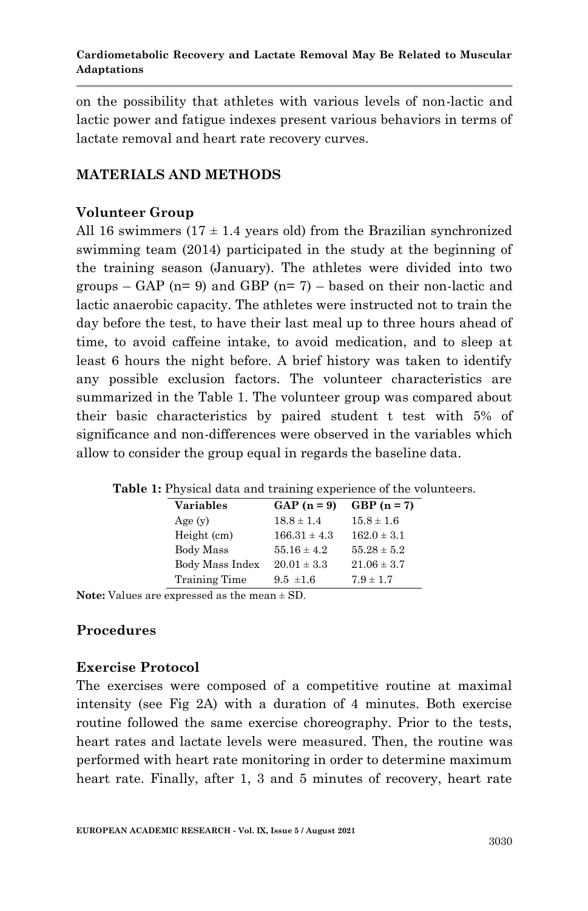on the possibility that athletes with various levels of non-lactic and lactic power and fatigue indexes present various behaviors in terms of lactate removal and heart rate recovery curves.

## MATERIALS AND METHODS

### Volunteer Group

All 16 swimmers (17 ± 1.4 years old) from the Brazilian synchronized swimming team (2014) participated in the study at the beginning of the training season (January). The athletes were divided into two groups – GAP (n= 9) and GBP (n= 7) – based on their non-lactic and lactic anaerobic capacity. The athletes were instructed not to train the day before the test, to have their last meal up to three hours ahead of time, to avoid caffeine intake, to avoid medication, and to sleep at least 6 hours the night before. A brief history was taken to identify any possible exclusion factors. The volunteer characteristics are summarized in the Table 1. The volunteer group was compared about their basic characteristics by paired student t test with 5% of significance and non-differences were observed in the variables which allow to consider the group equal in regards the baseline data.

**Table 1:** Physical data and training experience of the volunteers.

| Variables | GAP (n = 9) | GBP (n = 7) |
|---|---|---|
| Age (y) | 18.8 ± 1.4 | 15.8 ± 1.6 |
| Height (cm) | 166.31 ± 4.3 | 162.0 ± 3.1 |
| Body Mass | 55.16 ± 4.2 | 55.28 ± 5.2 |
| Body Mass Index | 20.01 ± 3.3 | 21.06 ± 3.7 |
| Training Time | 9.5 ±1.6 | 7.9 ± 1.7 |

**Note:** Values are expressed as the mean ± SD.

### Procedures

### Exercise Protocol

The exercises were composed of a competitive routine at maximal intensity (see Fig 2A) with a duration of 4 minutes. Both exercise routine followed the same exercise choreography. Prior to the tests, heart rates and lactate levels were measured. Then, the routine was performed with heart rate monitoring in order to determine maximum heart rate. Finally, after 1, 3 and 5 minutes of recovery, heart rate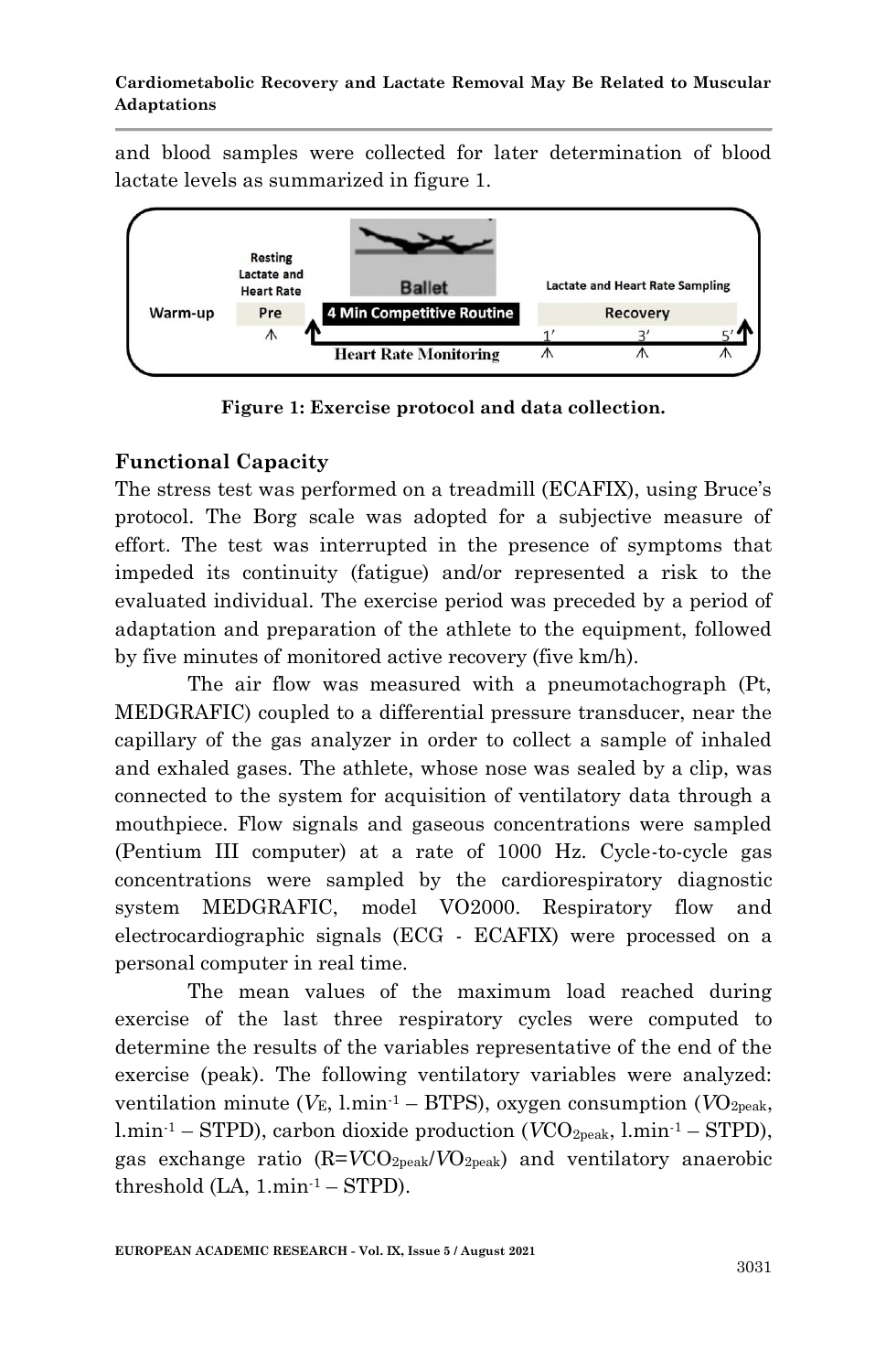and blood samples were collected for later determination of blood lactate levels as summarized in figure 1.

**Figure 1: Exercise protocol and data collection.**

## Functional Capacity

The stress test was performed on a treadmill (ECAFIX), using Bruce's protocol. The Borg scale was adopted for a subjective measure of effort. The test was interrupted in the presence of symptoms that impeded its continuity (fatigue) and/or represented a risk to the evaluated individual. The exercise period was preceded by a period of adaptation and preparation of the athlete to the equipment, followed by five minutes of monitored active recovery (five km/h).

The air flow was measured with a pneumotachograph (Pt, MEDGRAFIC) coupled to a differential pressure transducer, near the capillary of the gas analyzer in order to collect a sample of inhaled and exhaled gases. The athlete, whose nose was sealed by a clip, was connected to the system for acquisition of ventilatory data through a mouthpiece. Flow signals and gaseous concentrations were sampled (Pentium III computer) at a rate of 1000 Hz. Cycle-to-cycle gas concentrations were sampled by the cardiorespiratory diagnostic system MEDGRAFIC, model VO2000. Respiratory flow and electrocardiographic signals (ECG - ECAFIX) were processed on a personal computer in real time.

The mean values of the maximum load reached during exercise of the last three respiratory cycles were computed to determine the results of the variables representative of the end of the exercise (peak). The following ventilatory variables were analyzed: ventilation minute ($V_E$, $l.min^{-1}$ – BTPS), oxygen consumption ($VO_{2peak}$, $l.min^{-1}$ – STPD), carbon dioxide production ($VCO_{2peak}$, $l.min^{-1}$ – STPD), gas exchange ratio ($R=VCO_{2peak}/VO_{2peak}$) and ventilatory anaerobic threshold (LA, $1.min^{-1}$ – STPD).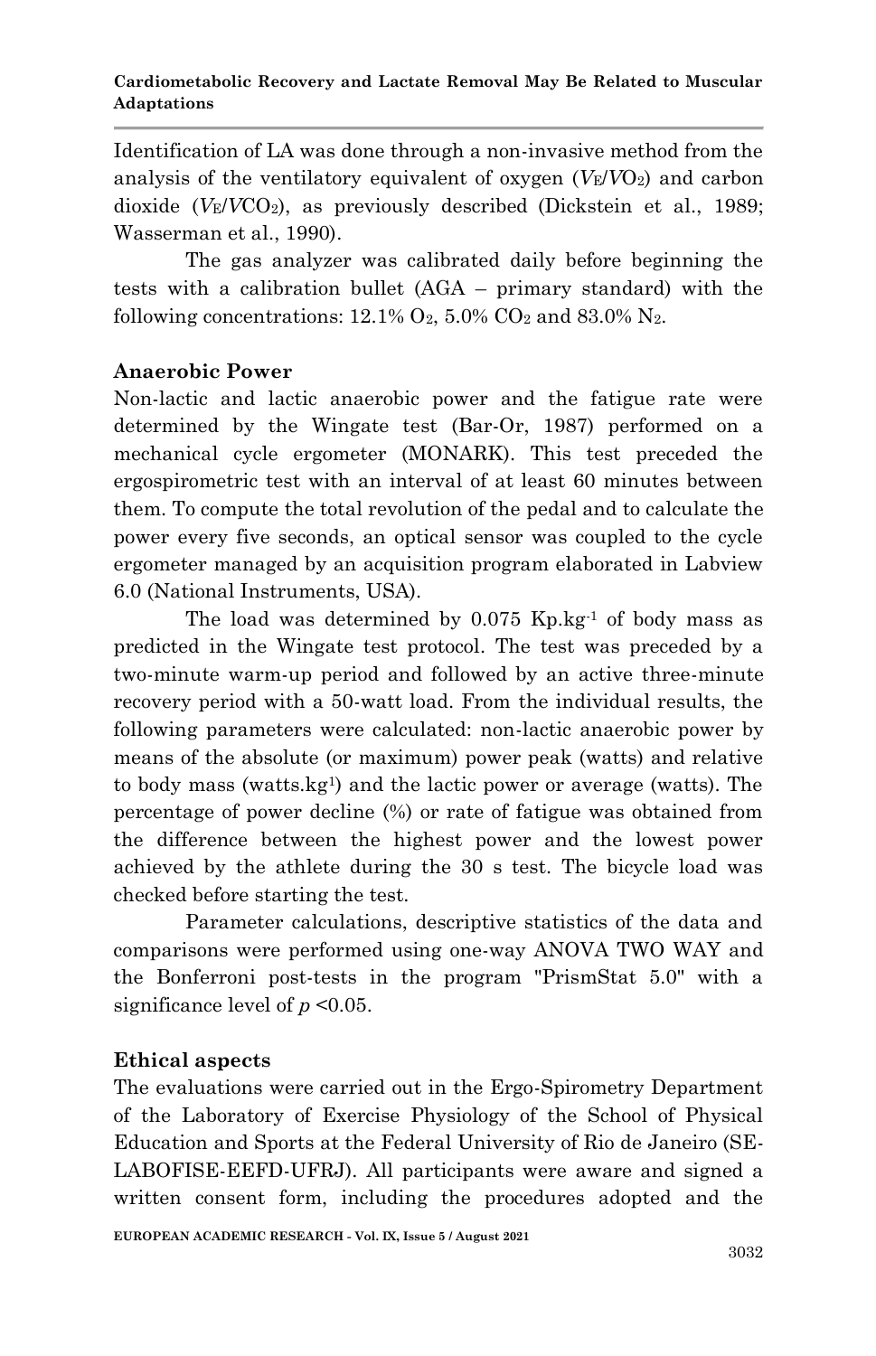Identification of LA was done through a non-invasive method from the analysis of the ventilatory equivalent of oxygen ($V_E/VO_2$) and carbon dioxide ($V_E/VCO_2$), as previously described (Dickstein et al., 1989; Wasserman et al., 1990).

The gas analyzer was calibrated daily before beginning the tests with a calibration bullet (AGA – primary standard) with the following concentrations: 12.1% $O_2$, 5.0% $CO_2$ and 83.0% $N_2$.

## Anaerobic Power

Non-lactic and lactic anaerobic power and the fatigue rate were determined by the Wingate test (Bar-Or, 1987) performed on a mechanical cycle ergometer (MONARK). This test preceded the ergospirometric test with an interval of at least 60 minutes between them. To compute the total revolution of the pedal and to calculate the power every five seconds, an optical sensor was coupled to the cycle ergometer managed by an acquisition program elaborated in Labview 6.0 (National Instruments, USA).

The load was determined by 0.075 $Kp.kg^{-1}$ of body mass as predicted in the Wingate test protocol. The test was preceded by a two-minute warm-up period and followed by an active three-minute recovery period with a 50-watt load. From the individual results, the following parameters were calculated: non-lactic anaerobic power by means of the absolute (or maximum) power peak (watts) and relative to body mass ($watts.kg^{1}$) and the lactic power or average (watts). The percentage of power decline (%) or rate of fatigue was obtained from the difference between the highest power and the lowest power achieved by the athlete during the 30 s test. The bicycle load was checked before starting the test.

Parameter calculations, descriptive statistics of the data and comparisons were performed using one-way ANOVA TWO WAY and the Bonferroni post-tests in the program "PrismStat 5.0" with a significance level of $p < 0.05$.

## Ethical aspects

The evaluations were carried out in the Ergo-Spirometry Department of the Laboratory of Exercise Physiology of the School of Physical Education and Sports at the Federal University of Rio de Janeiro (SE-LABOFISE-EEFD-UFRJ). All participants were aware and signed a written consent form, including the procedures adopted and the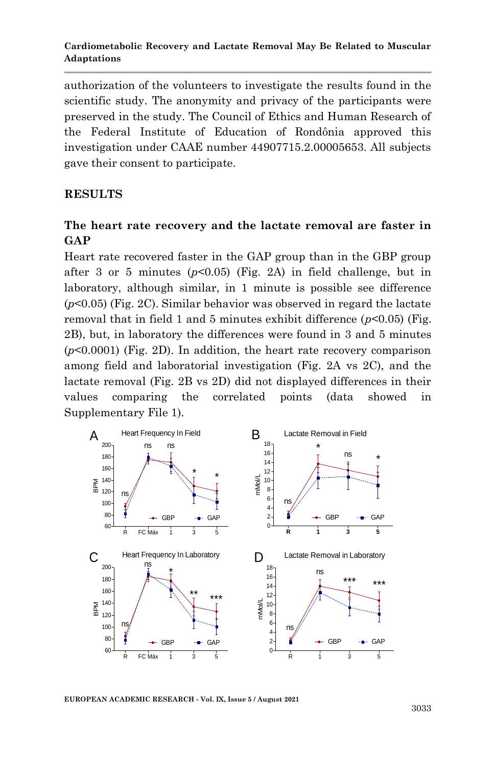authorization of the volunteers to investigate the results found in the scientific study. The anonymity and privacy of the participants were preserved in the study. The Council of Ethics and Human Research of the Federal Institute of Education of Rondônia approved this investigation under CAAE number 44907715.2.00005653. All subjects gave their consent to participate.

## RESULTS

### The heart rate recovery and the lactate removal are faster in GAP

Heart rate recovered faster in the GAP group than in the GBP group after 3 or 5 minutes ($p$<0.05) (Fig. 2A) in field challenge, but in laboratory, although similar, in 1 minute is possible see difference ($p$<0.05) (Fig. 2C). Similar behavior was observed in regard the lactate removal that in field 1 and 5 minutes exhibit difference ($p$<0.05) (Fig. 2B), but, in laboratory the differences were found in 3 and 5 minutes ($p$<0.0001) (Fig. 2D). In addition, the heart rate recovery comparison among field and laboratorial investigation (Fig. 2A vs 2C), and the lactate removal (Fig. 2B vs 2D) did not displayed differences in their values comparing the correlated points (data showed in Supplementary File 1).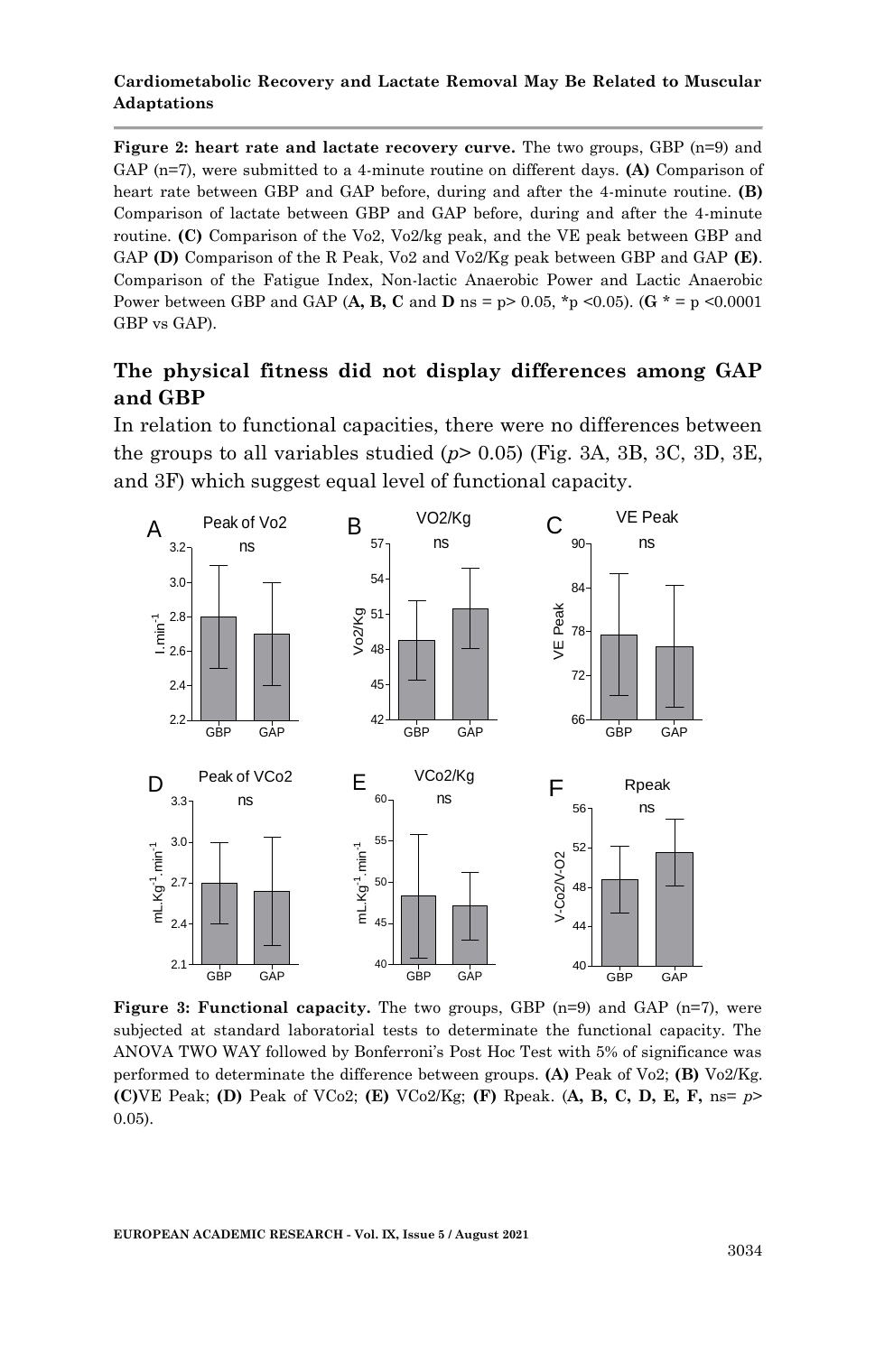**Figure 2: heart rate and lactate recovery curve.** The two groups, GBP (n=9) and GAP (n=7), were submitted to a 4-minute routine on different days. **(A)** Comparison of heart rate between GBP and GAP before, during and after the 4-minute routine. **(B)** Comparison of lactate between GBP and GAP before, during and after the 4-minute routine. **(C)** Comparison of the Vo2, Vo2/kg peak, and the VE peak between GBP and GAP **(D)** Comparison of the R Peak, Vo2 and Vo2/Kg peak between GBP and GAP **(E)**. Comparison of the Fatigue Index, Non-lactic Anaerobic Power and Lactic Anaerobic Power between GBP and GAP (**A, B, C** and **D** ns = $p > 0.05$, \*$p < 0.05$). (**G** \* = $p < 0.0001$ GBP vs GAP).

## The physical fitness did not display differences among GAP and GBP

In relation to functional capacities, there were no differences between the groups to all variables studied ($p > 0.05$) (Fig. 3A, 3B, 3C, 3D, 3E, and 3F) which suggest equal level of functional capacity.

**Figure 3: Functional capacity.** The two groups, GBP (n=9) and GAP (n=7), were subjected at standard laboratorial tests to determinate the functional capacity. The ANOVA TWO WAY followed by Bonferroni's Post Hoc Test with 5% of significance was performed to determinate the difference between groups. **(A)** Peak of Vo2; **(B)** Vo2/Kg. **(C)** VE Peak; **(D)** Peak of VCo2; **(E)** VCo2/Kg; **(F)** Rpeak. (**A, B, C, D, E, F,** ns= $p > 0.05$).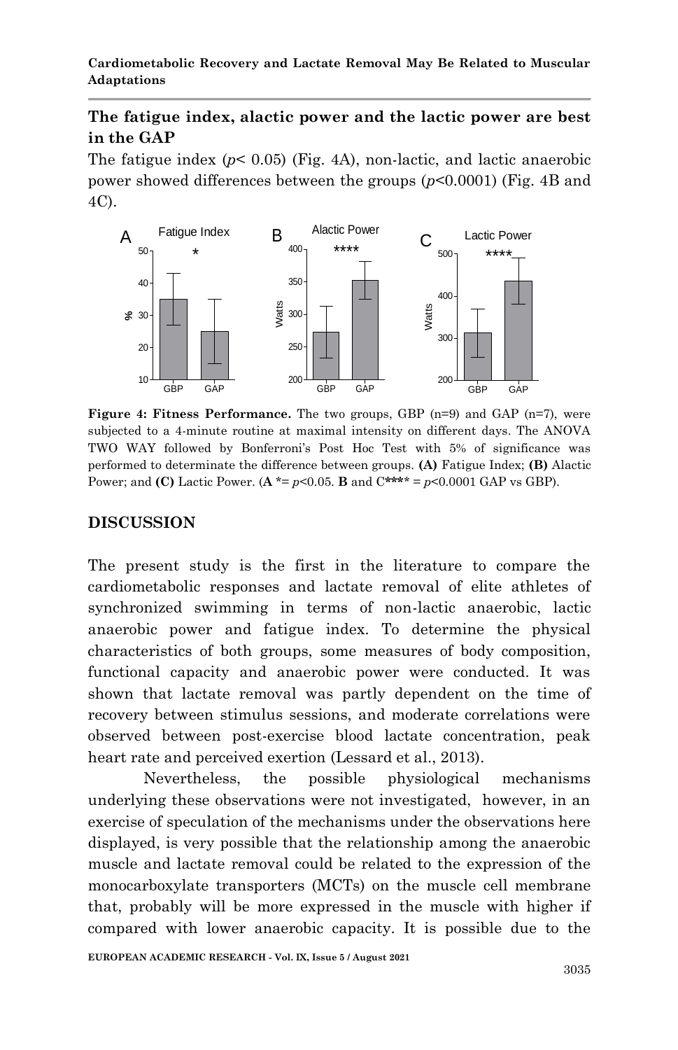## The fatigue index, alactic power and the lactic power are best in the GAP

The fatigue index ($p < 0.05$) (Fig. 4A), non-lactic, and lactic anaerobic power showed differences between the groups ($p<0.0001$) (Fig. 4B and 4C).

**Figure 4: Fitness Performance.** The two groups, GBP (n=9) and GAP (n=7), were subjected to a 4-minute routine at maximal intensity on different days. The ANOVA TWO WAY followed by Bonferroni's Post Hoc Test with 5% of significance was performed to determinate the difference between groups. **(A)** Fatigue Index; **(B)** Alactic Power; and **(C)** Lactic Power. (**A** *= $p<0.05$. **B** and C**** = $p<0.0001$ GAP vs GBP).

# DISCUSSION

The present study is the first in the literature to compare the cardiometabolic responses and lactate removal of elite athletes of synchronized swimming in terms of non-lactic anaerobic, lactic anaerobic power and fatigue index. To determine the physical characteristics of both groups, some measures of body composition, functional capacity and anaerobic power were conducted. It was shown that lactate removal was partly dependent on the time of recovery between stimulus sessions, and moderate correlations were observed between post-exercise blood lactate concentration, peak heart rate and perceived exertion (Lessard et al., 2013).

Nevertheless, the possible physiological mechanisms underlying these observations were not investigated, however, in an exercise of speculation of the mechanisms under the observations here displayed, is very possible that the relationship among the anaerobic muscle and lactate removal could be related to the expression of the monocarboxylate transporters (MCTs) on the muscle cell membrane that, probably will be more expressed in the muscle with higher if compared with lower anaerobic capacity. It is possible due to the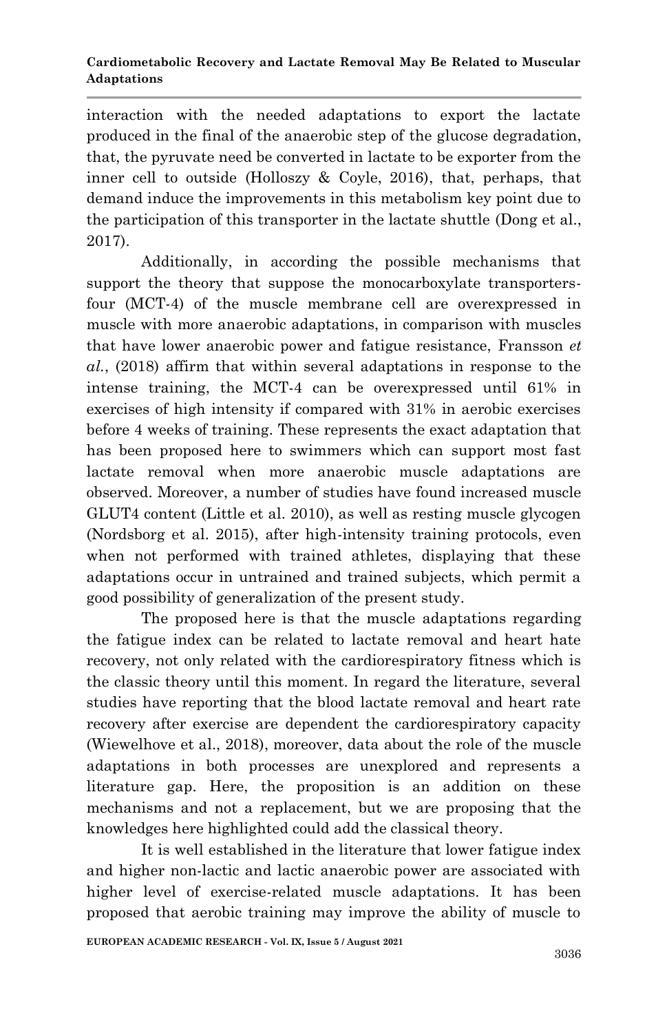interaction with the needed adaptations to export the lactate produced in the final of the anaerobic step of the glucose degradation, that, the pyruvate need be converted in lactate to be exporter from the inner cell to outside (Holloszy & Coyle, 2016), that, perhaps, that demand induce the improvements in this metabolism key point due to the participation of this transporter in the lactate shuttle (Dong et al., 2017).

Additionally, in according the possible mechanisms that support the theory that suppose the monocarboxylate transporters-four (MCT-4) of the muscle membrane cell are overexpressed in muscle with more anaerobic adaptations, in comparison with muscles that have lower anaerobic power and fatigue resistance, Fransson *et al.*, (2018) affirm that within several adaptations in response to the intense training, the MCT-4 can be overexpressed until 61% in exercises of high intensity if compared with 31% in aerobic exercises before 4 weeks of training. These represents the exact adaptation that has been proposed here to swimmers which can support most fast lactate removal when more anaerobic muscle adaptations are observed. Moreover, a number of studies have found increased muscle GLUT4 content (Little et al. 2010), as well as resting muscle glycogen (Nordsborg et al. 2015), after high-intensity training protocols, even when not performed with trained athletes, displaying that these adaptations occur in untrained and trained subjects, which permit a good possibility of generalization of the present study.

The proposed here is that the muscle adaptations regarding the fatigue index can be related to lactate removal and heart hate recovery, not only related with the cardiorespiratory fitness which is the classic theory until this moment. In regard the literature, several studies have reporting that the blood lactate removal and heart rate recovery after exercise are dependent the cardiorespiratory capacity (Wiewelhove et al., 2018), moreover, data about the role of the muscle adaptations in both processes are unexplored and represents a literature gap. Here, the proposition is an addition on these mechanisms and not a replacement, but we are proposing that the knowledges here highlighted could add the classical theory.

It is well established in the literature that lower fatigue index and higher non-lactic and lactic anaerobic power are associated with higher level of exercise-related muscle adaptations. It has been proposed that aerobic training may improve the ability of muscle to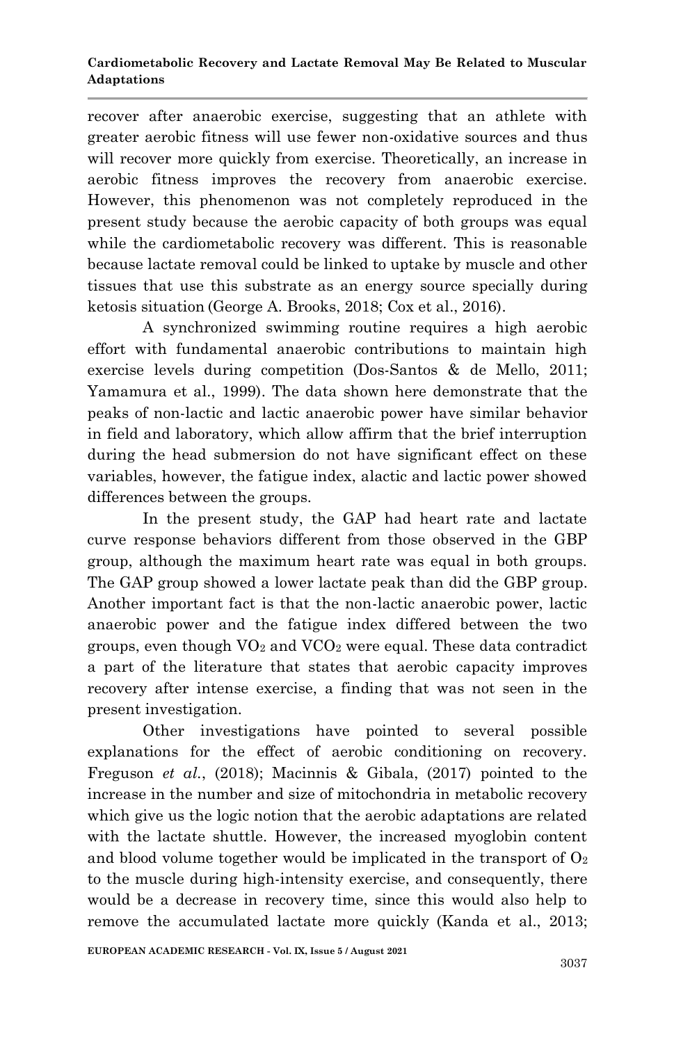recover after anaerobic exercise, suggesting that an athlete with greater aerobic fitness will use fewer non-oxidative sources and thus will recover more quickly from exercise. Theoretically, an increase in aerobic fitness improves the recovery from anaerobic exercise. However, this phenomenon was not completely reproduced in the present study because the aerobic capacity of both groups was equal while the cardiometabolic recovery was different. This is reasonable because lactate removal could be linked to uptake by muscle and other tissues that use this substrate as an energy source specially during ketosis situation (George A. Brooks, 2018; Cox et al., 2016).

A synchronized swimming routine requires a high aerobic effort with fundamental anaerobic contributions to maintain high exercise levels during competition (Dos-Santos & de Mello, 2011; Yamamura et al., 1999). The data shown here demonstrate that the peaks of non-lactic and lactic anaerobic power have similar behavior in field and laboratory, which allow affirm that the brief interruption during the head submersion do not have significant effect on these variables, however, the fatigue index, alactic and lactic power showed differences between the groups.

In the present study, the GAP had heart rate and lactate curve response behaviors different from those observed in the GBP group, although the maximum heart rate was equal in both groups. The GAP group showed a lower lactate peak than did the GBP group. Another important fact is that the non-lactic anaerobic power, lactic anaerobic power and the fatigue index differed between the two groups, even though $VO_2$ and $VCO_2$ were equal. These data contradict a part of the literature that states that aerobic capacity improves recovery after intense exercise, a finding that was not seen in the present investigation.

Other investigations have pointed to several possible explanations for the effect of aerobic conditioning on recovery. Freguson *et al.*, (2018); Macinnis & Gibala, (2017) pointed to the increase in the number and size of mitochondria in metabolic recovery which give us the logic notion that the aerobic adaptations are related with the lactate shuttle. However, the increased myoglobin content and blood volume together would be implicated in the transport of $O_2$ to the muscle during high-intensity exercise, and consequently, there would be a decrease in recovery time, since this would also help to remove the accumulated lactate more quickly (Kanda et al., 2013;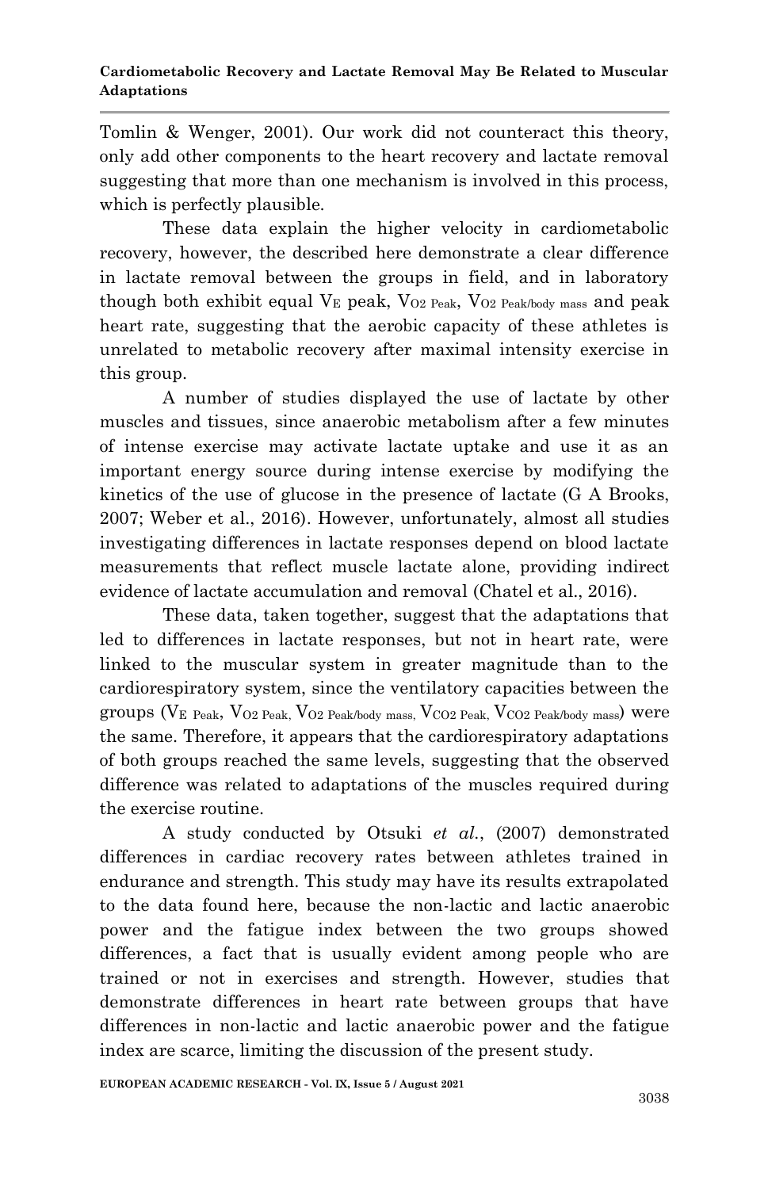Tomlin & Wenger, 2001). Our work did not counteract this theory, only add other components to the heart recovery and lactate removal suggesting that more than one mechanism is involved in this process, which is perfectly plausible.

These data explain the higher velocity in cardiometabolic recovery, however, the described here demonstrate a clear difference in lactate removal between the groups in field, and in laboratory though both exhibit equal $V_E$ peak, $V_{O2\ Peak}$, $V_{O2\ Peak/body\ mass}$ and peak heart rate, suggesting that the aerobic capacity of these athletes is unrelated to metabolic recovery after maximal intensity exercise in this group.

A number of studies displayed the use of lactate by other muscles and tissues, since anaerobic metabolism after a few minutes of intense exercise may activate lactate uptake and use it as an important energy source during intense exercise by modifying the kinetics of the use of glucose in the presence of lactate (G A Brooks, 2007; Weber et al., 2016). However, unfortunately, almost all studies investigating differences in lactate responses depend on blood lactate measurements that reflect muscle lactate alone, providing indirect evidence of lactate accumulation and removal (Chatel et al., 2016).

These data, taken together, suggest that the adaptations that led to differences in lactate responses, but not in heart rate, were linked to the muscular system in greater magnitude than to the cardiorespiratory system, since the ventilatory capacities between the groups ($V_{E\ Peak}$, $V_{O2\ Peak}$, $V_{O2\ Peak/body\ mass}$, $V_{CO2\ Peak}$, $V_{CO2\ Peak/body\ mass}$) were the same. Therefore, it appears that the cardiorespiratory adaptations of both groups reached the same levels, suggesting that the observed difference was related to adaptations of the muscles required during the exercise routine.

A study conducted by Otsuki *et al.*, (2007) demonstrated differences in cardiac recovery rates between athletes trained in endurance and strength. This study may have its results extrapolated to the data found here, because the non-lactic and lactic anaerobic power and the fatigue index between the two groups showed differences, a fact that is usually evident among people who are trained or not in exercises and strength. However, studies that demonstrate differences in heart rate between groups that have differences in non-lactic and lactic anaerobic power and the fatigue index are scarce, limiting the discussion of the present study.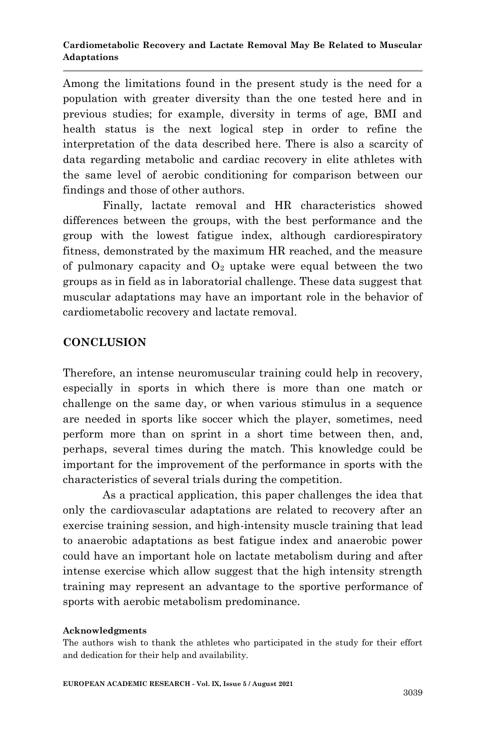Among the limitations found in the present study is the need for a population with greater diversity than the one tested here and in previous studies; for example, diversity in terms of age, BMI and health status is the next logical step in order to refine the interpretation of the data described here. There is also a scarcity of data regarding metabolic and cardiac recovery in elite athletes with the same level of aerobic conditioning for comparison between our findings and those of other authors.

Finally, lactate removal and HR characteristics showed differences between the groups, with the best performance and the group with the lowest fatigue index, although cardiorespiratory fitness, demonstrated by the maximum HR reached, and the measure of pulmonary capacity and $O_2$ uptake were equal between the two groups as in field as in laboratorial challenge. These data suggest that muscular adaptations may have an important role in the behavior of cardiometabolic recovery and lactate removal.

## CONCLUSION

Therefore, an intense neuromuscular training could help in recovery, especially in sports in which there is more than one match or challenge on the same day, or when various stimulus in a sequence are needed in sports like soccer which the player, sometimes, need perform more than on sprint in a short time between then, and, perhaps, several times during the match. This knowledge could be important for the improvement of the performance in sports with the characteristics of several trials during the competition.

As a practical application, this paper challenges the idea that only the cardiovascular adaptations are related to recovery after an exercise training session, and high-intensity muscle training that lead to anaerobic adaptations as best fatigue index and anaerobic power could have an important hole on lactate metabolism during and after intense exercise which allow suggest that the high intensity strength training may represent an advantage to the sportive performance of sports with aerobic metabolism predominance.

**Acknowledgments**

The authors wish to thank the athletes who participated in the study for their effort and dedication for their help and availability.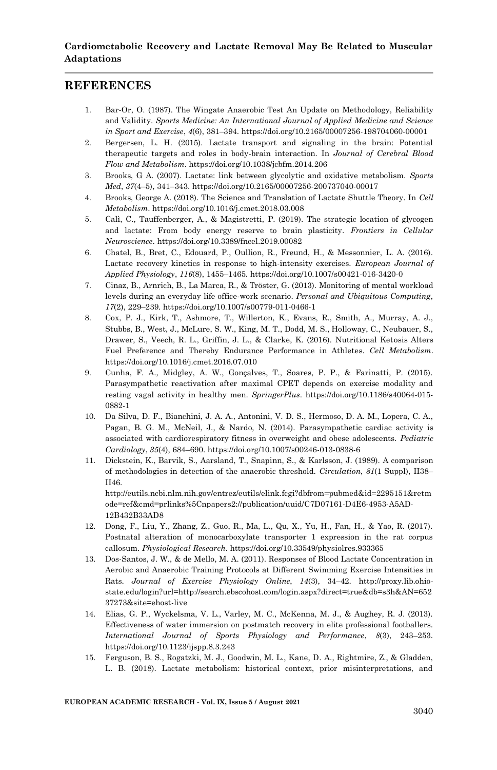## REFERENCES

1. Bar-Or, O. (1987). The Wingate Anaerobic Test An Update on Methodology, Reliability and Validity. *Sports Medicine: An International Journal of Applied Medicine and Science in Sport and Exercise*, *4*(6), 381–394. https://doi.org/10.2165/00007256-198704060-00001
2. Bergersen, L. H. (2015). Lactate transport and signaling in the brain: Potential therapeutic targets and roles in body-brain interaction. In *Journal of Cerebral Blood Flow and Metabolism*. https://doi.org/10.1038/jcbfm.2014.206
3. Brooks, G A. (2007). Lactate: link between glycolytic and oxidative metabolism. *Sports Med*, *37*(4–5), 341–343. https://doi.org/10.2165/00007256-200737040-00017
4. Brooks, George A. (2018). The Science and Translation of Lactate Shuttle Theory. In *Cell Metabolism*. https://doi.org/10.1016/j.cmet.2018.03.008
5. Calì, C., Tauffenberger, A., & Magistretti, P. (2019). The strategic location of glycogen and lactate: From body energy reserve to brain plasticity. *Frontiers in Cellular Neuroscience*. https://doi.org/10.3389/fncel.2019.00082
6. Chatel, B., Bret, C., Edouard, P., Oullion, R., Freund, H., & Messonnier, L. A. (2016). Lactate recovery kinetics in response to high-intensity exercises. *European Journal of Applied Physiology*, *116*(8), 1455–1465. https://doi.org/10.1007/s00421-016-3420-0
7. Cinaz, B., Arnrich, B., La Marca, R., & Tröster, G. (2013). Monitoring of mental workload levels during an everyday life office-work scenario. *Personal and Ubiquitous Computing*, *17*(2), 229–239. https://doi.org/10.1007/s00779-011-0466-1
8. Cox, P. J., Kirk, T., Ashmore, T., Willerton, K., Evans, R., Smith, A., Murray, A. J., Stubbs, B., West, J., McLure, S. W., King, M. T., Dodd, M. S., Holloway, C., Neubauer, S., Drawer, S., Veech, R. L., Griffin, J. L., & Clarke, K. (2016). Nutritional Ketosis Alters Fuel Preference and Thereby Endurance Performance in Athletes. *Cell Metabolism*. https://doi.org/10.1016/j.cmet.2016.07.010
9. Cunha, F. A., Midgley, A. W., Gonçalves, T., Soares, P. P., & Farinatti, P. (2015). Parasympathetic reactivation after maximal CPET depends on exercise modality and resting vagal activity in healthy men. *SpringerPlus*. https://doi.org/10.1186/s40064-015-0882-1
10. Da Silva, D. F., Bianchini, J. A. A., Antonini, V. D. S., Hermoso, D. A. M., Lopera, C. A., Pagan, B. G. M., McNeil, J., & Nardo, N. (2014). Parasympathetic cardiac activity is associated with cardiorespiratory fitness in overweight and obese adolescents. *Pediatric Cardiology*, *35*(4), 684–690. https://doi.org/10.1007/s00246-013-0838-6
11. Dickstein, K., Barvik, S., Aarsland, T., Snapinn, S., & Karlsson, J. (1989). A comparison of methodologies in detection of the anaerobic threshold. *Circulation*, *81*(1 Suppl), II38–II46. http://eutils.ncbi.nlm.nih.gov/entrez/eutils/elink.fcgi?dbfrom=pubmed&id=2295151&retmode=ref&cmd=prlinks%5Cnpapers2://publication/uuid/C7D07161-D4E6-4953-A5AD-12B432B33AD8
12. Dong, F., Liu, Y., Zhang, Z., Guo, R., Ma, L., Qu, X., Yu, H., Fan, H., & Yao, R. (2017). Postnatal alteration of monocarboxylate transporter 1 expression in the rat corpus callosum. *Physiological Research*. https://doi.org/10.33549/physiolres.933365
13. Dos-Santos, J. W., & de Mello, M. A. (2011). Responses of Blood Lactate Concentration in Aerobic and Anaerobic Training Protocols at Different Swimming Exercise Intensities in Rats. *Journal of Exercise Physiology Online*, *14*(3), 34–42. http://proxy.lib.ohio-state.edu/login?url=http://search.ebscohost.com/login.aspx?direct=true&db=s3h&AN=65237273&site=ehost-live
14. Elias, G. P., Wyckelsma, V. L., Varley, M. C., McKenna, M. J., & Aughey, R. J. (2013). Effectiveness of water immersion on postmatch recovery in elite professional footballers. *International Journal of Sports Physiology and Performance*, *8*(3), 243–253. https://doi.org/10.1123/ijspp.8.3.243
15. Ferguson, B. S., Rogatzki, M. J., Goodwin, M. L., Kane, D. A., Rightmire, Z., & Gladden, L. B. (2018). Lactate metabolism: historical context, prior misinterpretations, and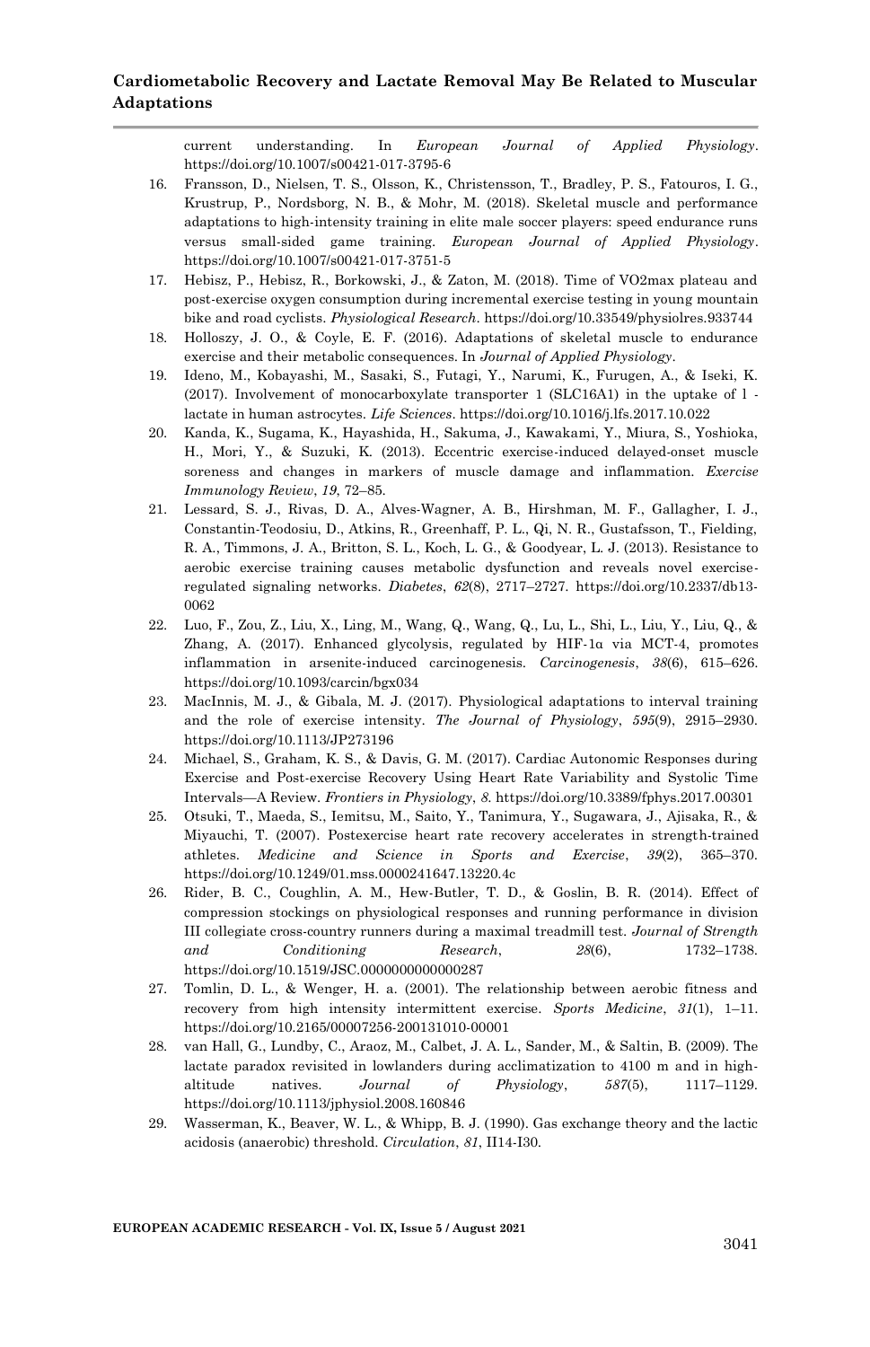current understanding. In *European Journal of Applied Physiology*. https://doi.org/10.1007/s00421-017-3795-6

16. Fransson, D., Nielsen, T. S., Olsson, K., Christensson, T., Bradley, P. S., Fatouros, I. G., Krustrup, P., Nordsborg, N. B., & Mohr, M. (2018). Skeletal muscle and performance adaptations to high-intensity training in elite male soccer players: speed endurance runs versus small-sided game training. *European Journal of Applied Physiology*. https://doi.org/10.1007/s00421-017-3751-5
17. Hebisz, P., Hebisz, R., Borkowski, J., & Zaton, M. (2018). Time of VO2max plateau and post-exercise oxygen consumption during incremental exercise testing in young mountain bike and road cyclists. *Physiological Research*. https://doi.org/10.33549/physiolres.933744
18. Holloszy, J. O., & Coyle, E. F. (2016). Adaptations of skeletal muscle to endurance exercise and their metabolic consequences. In *Journal of Applied Physiology*.
19. Ideno, M., Kobayashi, M., Sasaki, S., Futagi, Y., Narumi, K., Furugen, A., & Iseki, K. (2017). Involvement of monocarboxylate transporter 1 (SLC16A1) in the uptake of l - lactate in human astrocytes. *Life Sciences*. https://doi.org/10.1016/j.lfs.2017.10.022
20. Kanda, K., Sugama, K., Hayashida, H., Sakuma, J., Kawakami, Y., Miura, S., Yoshioka, H., Mori, Y., & Suzuki, K. (2013). Eccentric exercise-induced delayed-onset muscle soreness and changes in markers of muscle damage and inflammation. *Exercise Immunology Review*, *19*, 72–85.
21. Lessard, S. J., Rivas, D. A., Alves-Wagner, A. B., Hirshman, M. F., Gallagher, I. J., Constantin-Teodosiu, D., Atkins, R., Greenhaff, P. L., Qi, N. R., Gustafsson, T., Fielding, R. A., Timmons, J. A., Britton, S. L., Koch, L. G., & Goodyear, L. J. (2013). Resistance to aerobic exercise training causes metabolic dysfunction and reveals novel exercise-regulated signaling networks. *Diabetes*, *62*(8), 2717–2727. https://doi.org/10.2337/db13-0062
22. Luo, F., Zou, Z., Liu, X., Ling, M., Wang, Q., Wang, Q., Lu, L., Shi, L., Liu, Y., Liu, Q., & Zhang, A. (2017). Enhanced glycolysis, regulated by HIF-1α via MCT-4, promotes inflammation in arsenite-induced carcinogenesis. *Carcinogenesis*, *38*(6), 615–626. https://doi.org/10.1093/carcin/bgx034
23. MacInnis, M. J., & Gibala, M. J. (2017). Physiological adaptations to interval training and the role of exercise intensity. *The Journal of Physiology*, *595*(9), 2915–2930. https://doi.org/10.1113/JP273196
24. Michael, S., Graham, K. S., & Davis, G. M. (2017). Cardiac Autonomic Responses during Exercise and Post-exercise Recovery Using Heart Rate Variability and Systolic Time Intervals—A Review. *Frontiers in Physiology*, *8*. https://doi.org/10.3389/fphys.2017.00301
25. Otsuki, T., Maeda, S., Iemitsu, M., Saito, Y., Tanimura, Y., Sugawara, J., Ajisaka, R., & Miyauchi, T. (2007). Postexercise heart rate recovery accelerates in strength-trained athletes. *Medicine and Science in Sports and Exercise*, *39*(2), 365–370. https://doi.org/10.1249/01.mss.0000241647.13220.4c
26. Rider, B. C., Coughlin, A. M., Hew-Butler, T. D., & Goslin, B. R. (2014). Effect of compression stockings on physiological responses and running performance in division III collegiate cross-country runners during a maximal treadmill test. *Journal of Strength and Conditioning Research*, *28*(6), 1732–1738. https://doi.org/10.1519/JSC.0000000000000287
27. Tomlin, D. L., & Wenger, H. a. (2001). The relationship between aerobic fitness and recovery from high intensity intermittent exercise. *Sports Medicine*, *31*(1), 1–11. https://doi.org/10.2165/00007256-200131010-00001
28. van Hall, G., Lundby, C., Araoz, M., Calbet, J. A. L., Sander, M., & Saltin, B. (2009). The lactate paradox revisited in lowlanders during acclimatization to 4100 m and in high-altitude natives. *Journal of Physiology*, *587*(5), 1117–1129. https://doi.org/10.1113/jphysiol.2008.160846
29. Wasserman, K., Beaver, W. L., & Whipp, B. J. (1990). Gas exchange theory and the lactic acidosis (anaerobic) threshold. *Circulation*, *81*, II14-I30.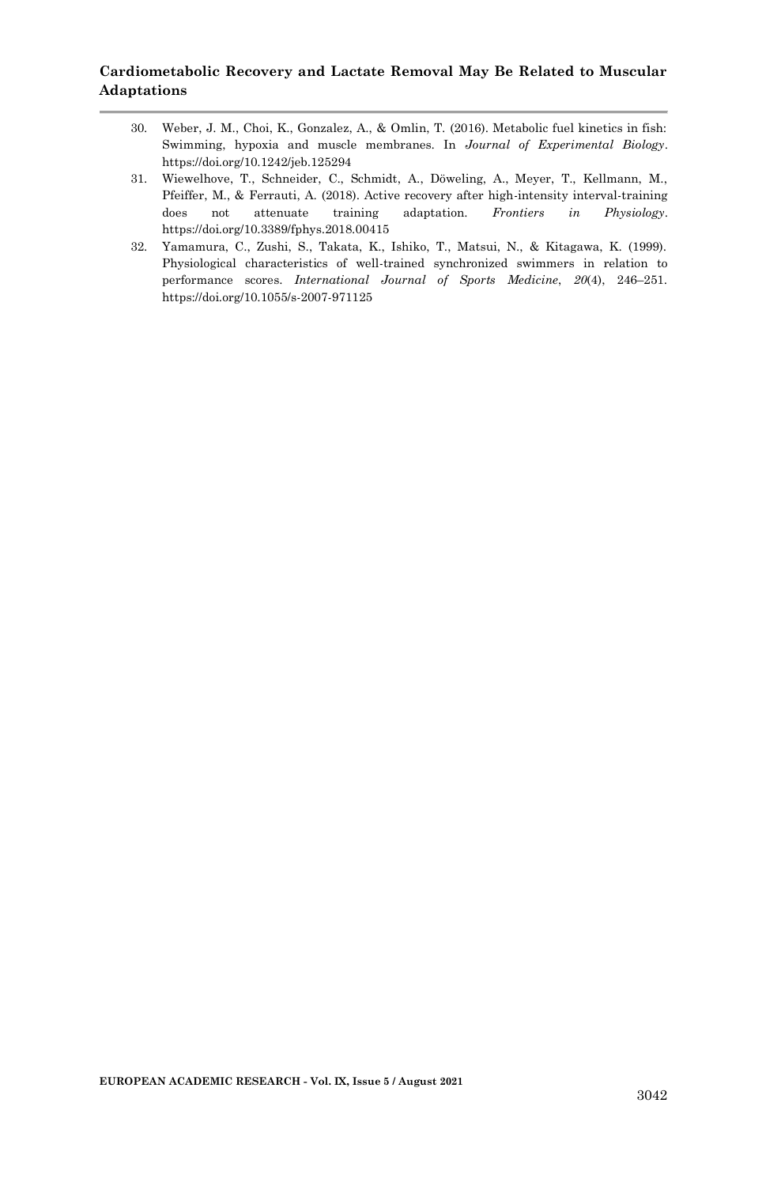30. Weber, J. M., Choi, K., Gonzalez, A., & Omlin, T. (2016). Metabolic fuel kinetics in fish: Swimming, hypoxia and muscle membranes. In *Journal of Experimental Biology*. https://doi.org/10.1242/jeb.125294
31. Wiewelhove, T., Schneider, C., Schmidt, A., Döweling, A., Meyer, T., Kellmann, M., Pfeiffer, M., & Ferrauti, A. (2018). Active recovery after high-intensity interval-training does not attenuate training adaptation. *Frontiers in Physiology*. https://doi.org/10.3389/fphys.2018.00415
32. Yamamura, C., Zushi, S., Takata, K., Ishiko, T., Matsui, N., & Kitagawa, K. (1999). Physiological characteristics of well-trained synchronized swimmers in relation to performance scores. *International Journal of Sports Medicine*, *20*(4), 246–251. https://doi.org/10.1055/s-2007-971125